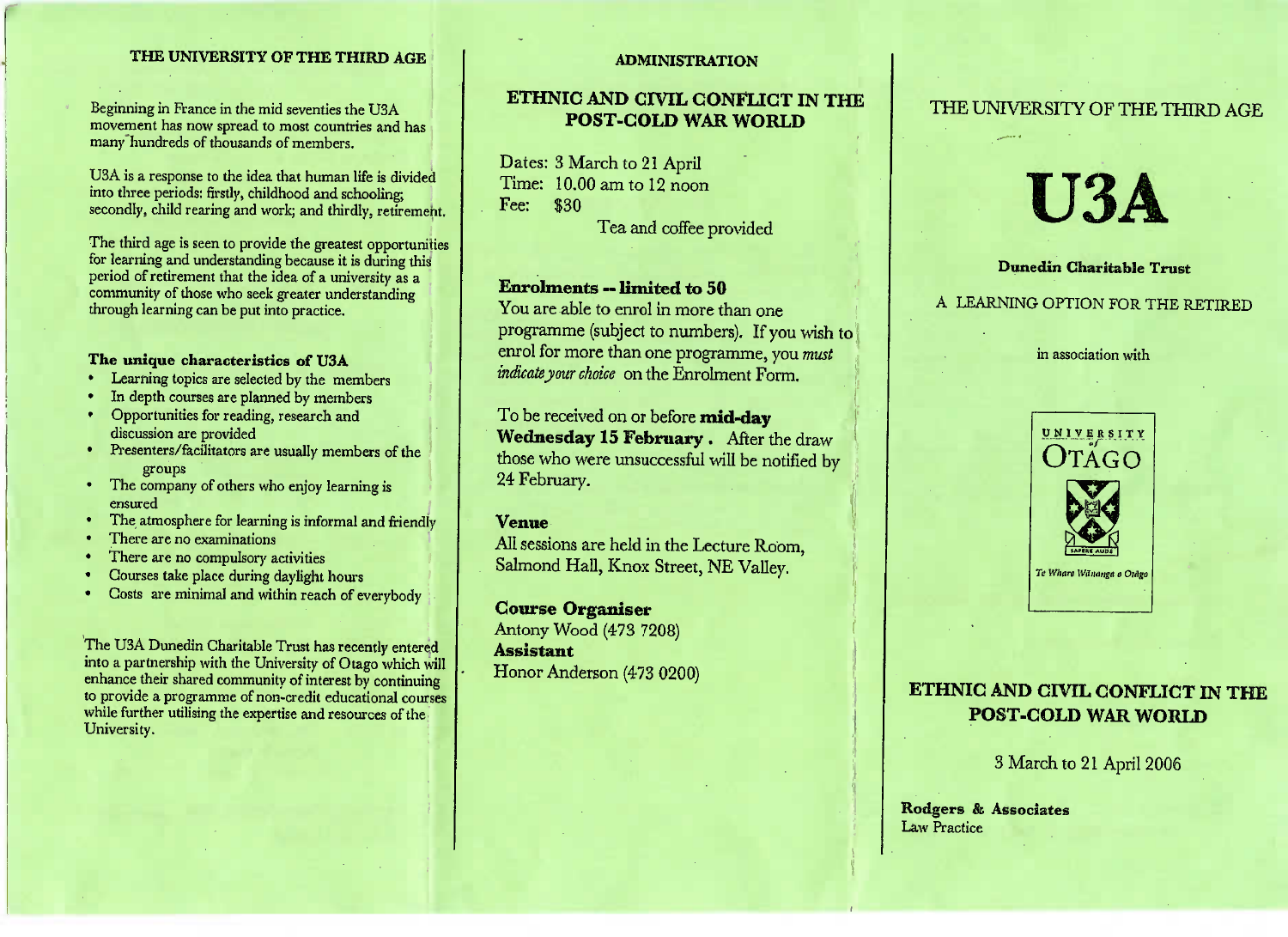## THE UNIVERSITY OF THE THIRD AGE

Beginning in France in the mid seventies the U3A movement has now spread to most countries and has many hundreds of thousands of members.

U3A is a response to the idea that human life is divided into three periods: firstly, childhood and schooling; secondly, child rearing and work; and thirdly, retirement.

The third age is seen to provide the greatest opportunities for learning and understanding because it is during this period of retirement that the idea of a university as a community of those who seek greater understanding through learning can be put into practice.

### The unique characteristics of U3A

- Learning topics are selected by the members
- In depth courses are planned by members
- Opportunities for reading, research and discussion are provided
- Presenters/facilitators are usually members of the groups
- The company of others who enjoy learning is ensured
- The atmosphere for learning is informal and friendly
- There are no examinations
- There are no compulsory activities
- Courses take place during daylight hours
- Costs are minimal and within reach of everybody

The U3A Dunedin Charitable Trust has recently entered into a partnership with the University of Otago which will enhance their shared community of interest by continuing to provide a programme of non-credit educational courses while further utilising the expertise and resources of the University.

## ADMINISTRATION

### ETHNIC AND CIVIL CONFLICT IN THE POST-COLD WAR WORLD

Dates: 3 March to 21 April
Time: 10.00 am to 12 noon
Fee: $30

Tea and coffee provided

### Enrolments -- limited to 50

You are able to enrol in more than one programme (subject to numbers). If you wish to enrol for more than one programme, you *must indicate your choice* on the Enrolment Form.

To be received on or before **mid-day Wednesday 15 February**. After the draw those who were unsuccessful will be notified by 24 February.

### Venue

All sessions are held in the Lecture Room, Salmond Hall, Knox Street, NE Valley.

### Course Organiser

Antony Wood (473 7208)

### Assistant

Honor Anderson (473 0200)

THE UNIVERSITY OF THE THIRD AGE

# U3A

**Dunedin Charitable Trust**

A LEARNING OPTION FOR THE RETIRED

in association with

UNIVERSITY of OTAGO

SAPERE AUDE

*Te Whare Wānanga o Otāgo*

## ETHNIC AND CIVIL CONFLICT IN THE POST-COLD WAR WORLD

3 March to 21 April 2006

**Rodgers & Associates**
Law Practice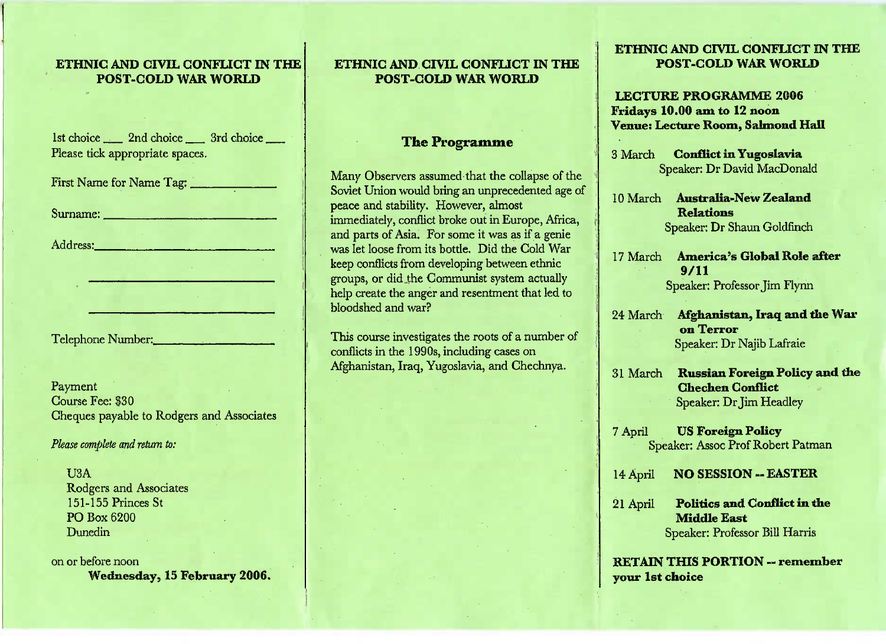## ETHNIC AND CIVIL CONFLICT IN THE POST-COLD WAR WORLD

1st choice ___ 2nd choice ___ 3rd choice ___
Please tick appropriate spaces.

First Name for Name Tag: ____________

Surname: ______________________

Address: ______________________

______________________

______________________

Telephone Number: ______________

Payment
Course Fee: $30
Cheques payable to Rodgers and Associates

*Please complete and return to:*

U3A
Rodgers and Associates
151-155 Princes St
PO Box 6200
Dunedin

on or before noon
**Wednesday, 15 February 2006.**

## ETHNIC AND CIVIL CONFLICT IN THE POST-COLD WAR WORLD

### The Programme

Many Observers assumed that the collapse of the Soviet Union would bring an unprecedented age of peace and stability. However, almost immediately, conflict broke out in Europe, Africa, and parts of Asia. For some it was as if a genie was let loose from its bottle. Did the Cold War keep conflicts from developing between ethnic groups, or did the Communist system actually help create the anger and resentment that led to bloodshed and war?

This course investigates the roots of a number of conflicts in the 1990s, including cases on Afghanistan, Iraq, Yugoslavia, and Chechnya.

## ETHNIC AND CIVIL CONFLICT IN THE POST-COLD WAR WORLD

**LECTURE PROGRAMME 2006**
**Fridays 10.00 am to 12 noon**
**Venue: Lecture Room, Salmond Hall**

3 March **Conflict in Yugoslavia**
Speaker: Dr David MacDonald

10 March **Australia-New Zealand Relations**
Speaker: Dr Shaun Goldfinch

17 March **America's Global Role after 9/11**
Speaker: Professor Jim Flynn

24 March **Afghanistan, Iraq and the War on Terror**
Speaker: Dr Najib Lafraie

31 March **Russian Foreign Policy and the Chechen Conflict**
Speaker: Dr Jim Headley

7 April **US Foreign Policy**
Speaker: Assoc Prof Robert Patman

14 April **NO SESSION -- EASTER**

21 April **Politics and Conflict in the Middle East**
Speaker: Professor Bill Harris

**RETAIN THIS PORTION -- remember your 1st choice**